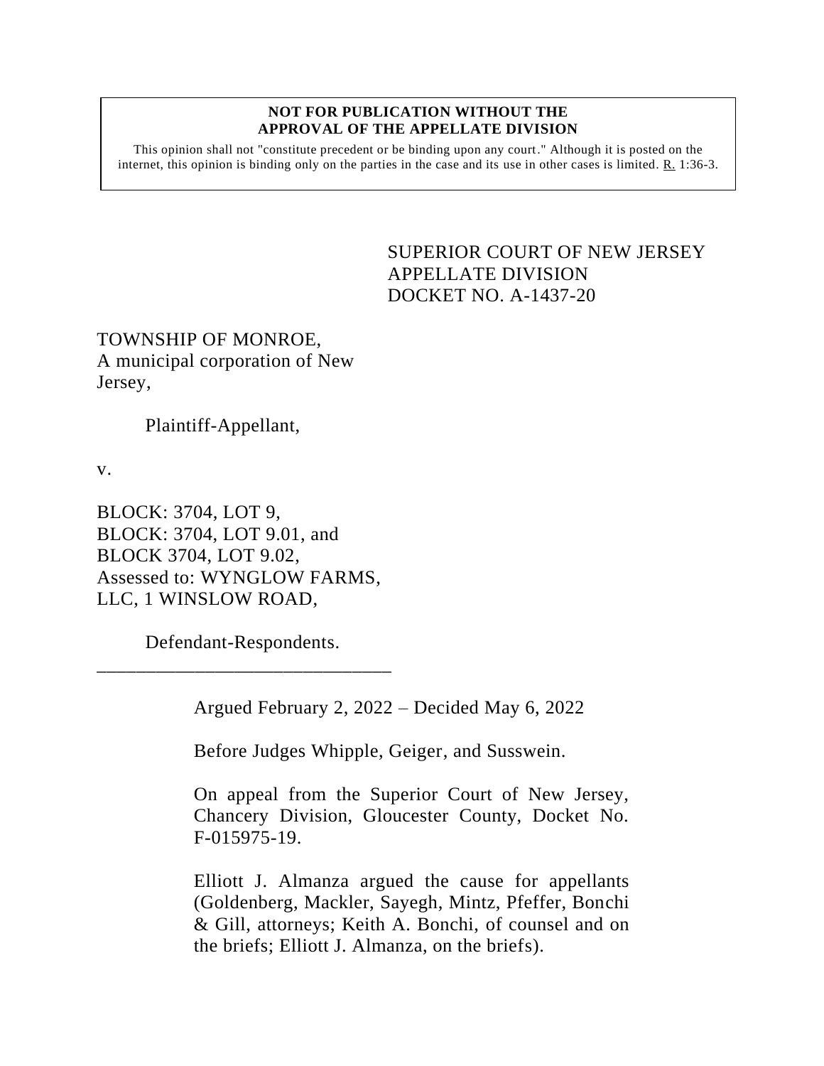**NOT FOR PUBLICATION WITHOUT THE APPROVAL OF THE APPELLATE DIVISION**

This opinion shall not "constitute precedent or be binding upon any court." Although it is posted on the internet, this opinion is binding only on the parties in the case and its use in other cases is limited. R. 1:36-3.

SUPERIOR COURT OF NEW JERSEY
APPELLATE DIVISION
DOCKET NO. A-1437-20

TOWNSHIP OF MONROE,
A municipal corporation of New Jersey,

Plaintiff-Appellant,

v.

BLOCK: 3704, LOT 9,
BLOCK: 3704, LOT 9.01, and
BLOCK 3704, LOT 9.02,
Assessed to: WYNGLOW FARMS, LLC, 1 WINSLOW ROAD,

Defendant-Respondents.

_______________________________

Argued February 2, 2022 – Decided May 6, 2022

Before Judges Whipple, Geiger, and Susswein.

On appeal from the Superior Court of New Jersey, Chancery Division, Gloucester County, Docket No. F-015975-19.

Elliott J. Almanza argued the cause for appellants (Goldenberg, Mackler, Sayegh, Mintz, Pfeffer, Bonchi & Gill, attorneys; Keith A. Bonchi, of counsel and on the briefs; Elliott J. Almanza, on the briefs).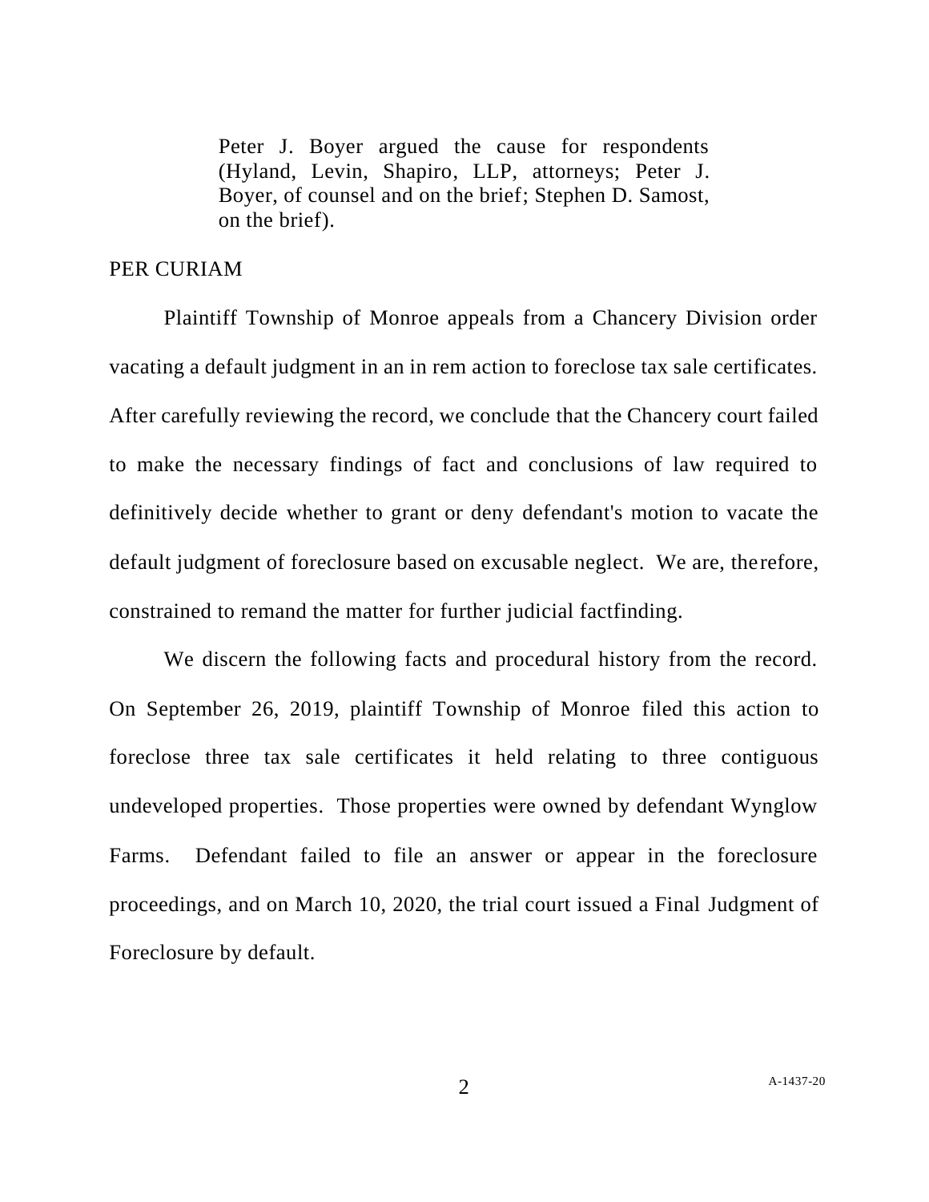Peter J. Boyer argued the cause for respondents (Hyland, Levin, Shapiro, LLP, attorneys; Peter J. Boyer, of counsel and on the brief; Stephen D. Samost, on the brief).

PER CURIAM

Plaintiff Township of Monroe appeals from a Chancery Division order vacating a default judgment in an in rem action to foreclose tax sale certificates. After carefully reviewing the record, we conclude that the Chancery court failed to make the necessary findings of fact and conclusions of law required to definitively decide whether to grant or deny defendant's motion to vacate the default judgment of foreclosure based on excusable neglect. We are, therefore, constrained to remand the matter for further judicial factfinding.

We discern the following facts and procedural history from the record. On September 26, 2019, plaintiff Township of Monroe filed this action to foreclose three tax sale certificates it held relating to three contiguous undeveloped properties. Those properties were owned by defendant Wynglow Farms. Defendant failed to file an answer or appear in the foreclosure proceedings, and on March 10, 2020, the trial court issued a Final Judgment of Foreclosure by default.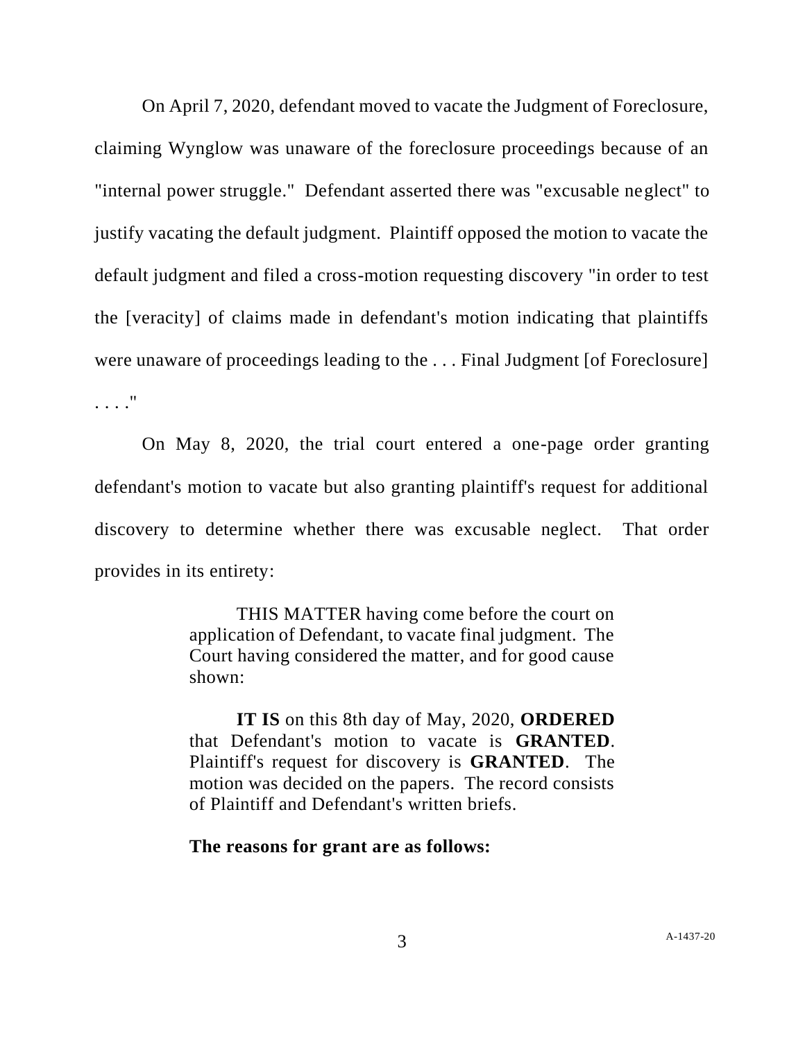On April 7, 2020, defendant moved to vacate the Judgment of Foreclosure, claiming Wynglow was unaware of the foreclosure proceedings because of an "internal power struggle." Defendant asserted there was "excusable neglect" to justify vacating the default judgment. Plaintiff opposed the motion to vacate the default judgment and filed a cross-motion requesting discovery "in order to test the [veracity] of claims made in defendant's motion indicating that plaintiffs were unaware of proceedings leading to the . . . Final Judgment [of Foreclosure] . . . ."

On May 8, 2020, the trial court entered a one-page order granting defendant's motion to vacate but also granting plaintiff's request for additional discovery to determine whether there was excusable neglect. That order provides in its entirety:

> THIS MATTER having come before the court on application of Defendant, to vacate final judgment. The Court having considered the matter, and for good cause shown:
>
> **IT IS** on this 8th day of May, 2020, **ORDERED** that Defendant's motion to vacate is **GRANTED**. Plaintiff's request for discovery is **GRANTED**. The motion was decided on the papers. The record consists of Plaintiff and Defendant's written briefs.
>
> **The reasons for grant are as follows:**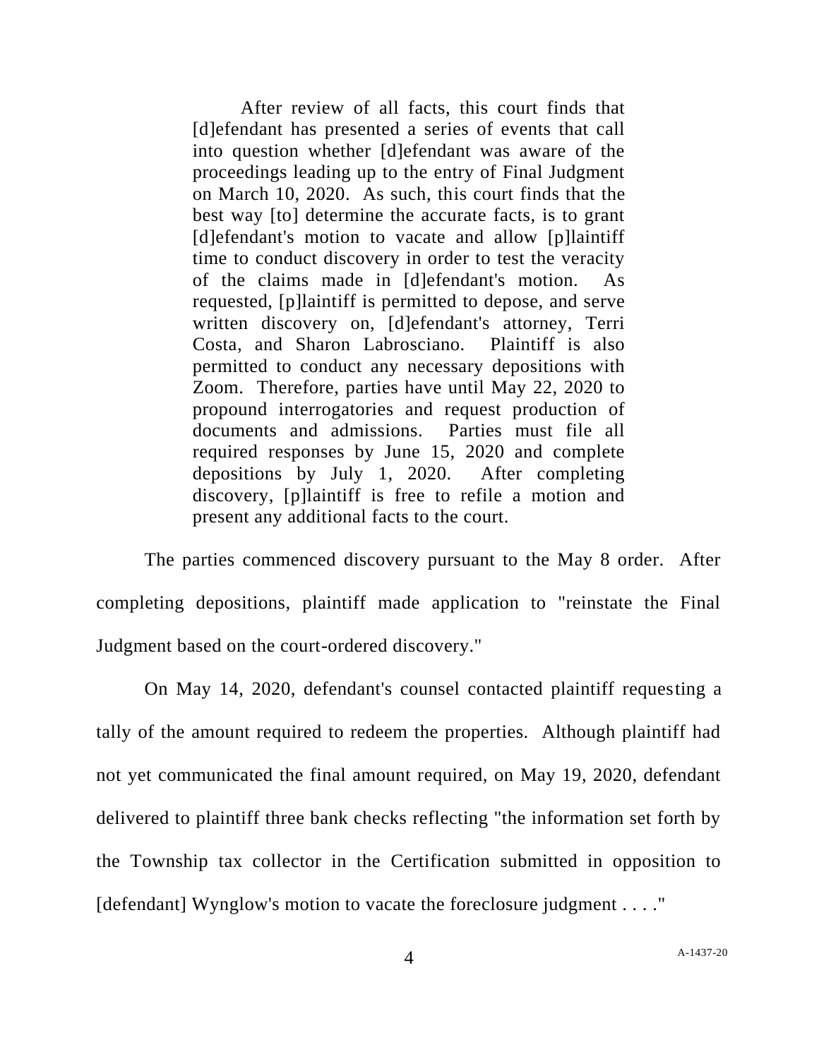> After review of all facts, this court finds that [d]efendant has presented a series of events that call into question whether [d]efendant was aware of the proceedings leading up to the entry of Final Judgment on March 10, 2020. As such, this court finds that the best way [to] determine the accurate facts, is to grant [d]efendant's motion to vacate and allow [p]laintiff time to conduct discovery in order to test the veracity of the claims made in [d]efendant's motion. As requested, [p]laintiff is permitted to depose, and serve written discovery on, [d]efendant's attorney, Terri Costa, and Sharon Labrosciano. Plaintiff is also permitted to conduct any necessary depositions with Zoom. Therefore, parties have until May 22, 2020 to propound interrogatories and request production of documents and admissions. Parties must file all required responses by June 15, 2020 and complete depositions by July 1, 2020. After completing discovery, [p]laintiff is free to refile a motion and present any additional facts to the court.

The parties commenced discovery pursuant to the May 8 order. After completing depositions, plaintiff made application to "reinstate the Final Judgment based on the court-ordered discovery."

On May 14, 2020, defendant's counsel contacted plaintiff requesting a tally of the amount required to redeem the properties. Although plaintiff had not yet communicated the final amount required, on May 19, 2020, defendant delivered to plaintiff three bank checks reflecting "the information set forth by the Township tax collector in the Certification submitted in opposition to [defendant] Wynglow's motion to vacate the foreclosure judgment . . . ."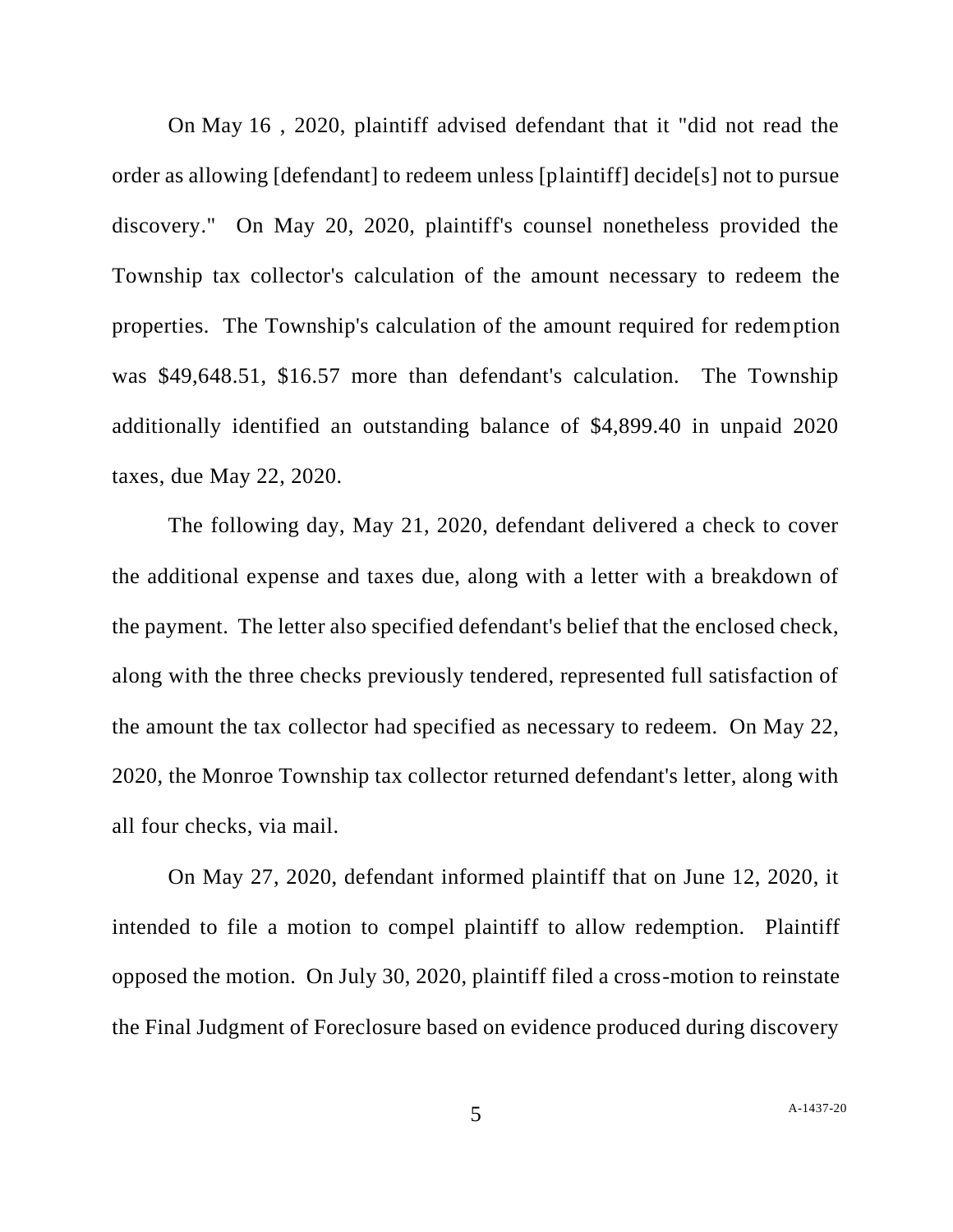On May 16 , 2020, plaintiff advised defendant that it "did not read the order as allowing [defendant] to redeem unless [plaintiff] decide[s] not to pursue discovery." On May 20, 2020, plaintiff's counsel nonetheless provided the Township tax collector's calculation of the amount necessary to redeem the properties. The Township's calculation of the amount required for redemption was $49,648.51, $16.57 more than defendant's calculation. The Township additionally identified an outstanding balance of $4,899.40 in unpaid 2020 taxes, due May 22, 2020.

The following day, May 21, 2020, defendant delivered a check to cover the additional expense and taxes due, along with a letter with a breakdown of the payment. The letter also specified defendant's belief that the enclosed check, along with the three checks previously tendered, represented full satisfaction of the amount the tax collector had specified as necessary to redeem. On May 22, 2020, the Monroe Township tax collector returned defendant's letter, along with all four checks, via mail.

On May 27, 2020, defendant informed plaintiff that on June 12, 2020, it intended to file a motion to compel plaintiff to allow redemption. Plaintiff opposed the motion. On July 30, 2020, plaintiff filed a cross-motion to reinstate the Final Judgment of Foreclosure based on evidence produced during discovery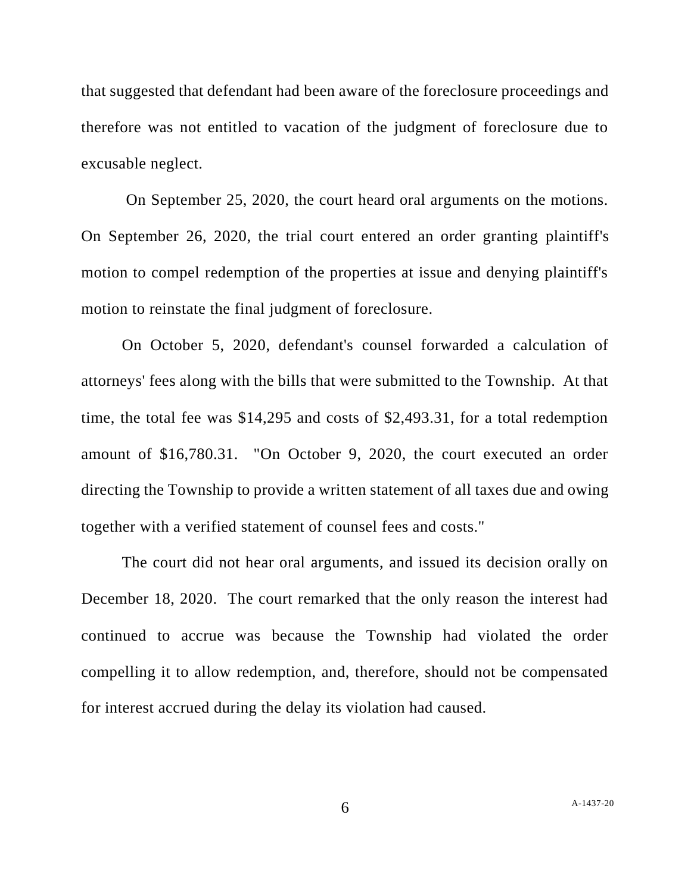that suggested that defendant had been aware of the foreclosure proceedings and therefore was not entitled to vacation of the judgment of foreclosure due to excusable neglect.

On September 25, 2020, the court heard oral arguments on the motions. On September 26, 2020, the trial court entered an order granting plaintiff's motion to compel redemption of the properties at issue and denying plaintiff's motion to reinstate the final judgment of foreclosure.

On October 5, 2020, defendant's counsel forwarded a calculation of attorneys' fees along with the bills that were submitted to the Township. At that time, the total fee was $14,295 and costs of $2,493.31, for a total redemption amount of $16,780.31. "On October 9, 2020, the court executed an order directing the Township to provide a written statement of all taxes due and owing together with a verified statement of counsel fees and costs."

The court did not hear oral arguments, and issued its decision orally on December 18, 2020. The court remarked that the only reason the interest had continued to accrue was because the Township had violated the order compelling it to allow redemption, and, therefore, should not be compensated for interest accrued during the delay its violation had caused.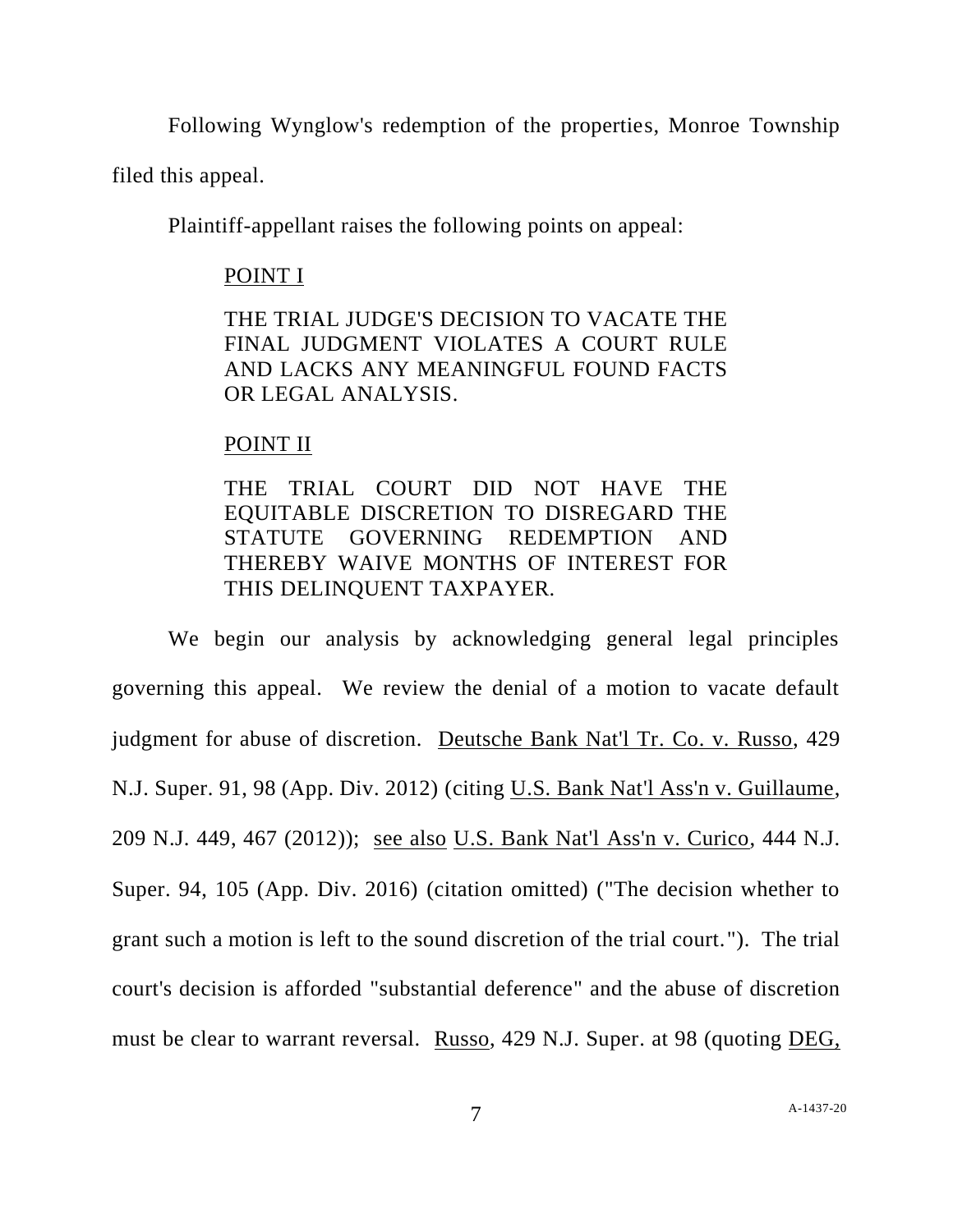Following Wynglow's redemption of the properties, Monroe Township filed this appeal.

Plaintiff-appellant raises the following points on appeal:

> POINT I
>
> THE TRIAL JUDGE'S DECISION TO VACATE THE FINAL JUDGMENT VIOLATES A COURT RULE AND LACKS ANY MEANINGFUL FOUND FACTS OR LEGAL ANALYSIS.
>
> POINT II
>
> THE TRIAL COURT DID NOT HAVE THE EQUITABLE DISCRETION TO DISREGARD THE STATUTE GOVERNING REDEMPTION AND THEREBY WAIVE MONTHS OF INTEREST FOR THIS DELINQUENT TAXPAYER.

We begin our analysis by acknowledging general legal principles governing this appeal. We review the denial of a motion to vacate default judgment for abuse of discretion. Deutsche Bank Nat'l Tr. Co. v. Russo, 429 N.J. Super. 91, 98 (App. Div. 2012) (citing U.S. Bank Nat'l Ass'n v. Guillaume, 209 N.J. 449, 467 (2012)); see also U.S. Bank Nat'l Ass'n v. Curico, 444 N.J. Super. 94, 105 (App. Div. 2016) (citation omitted) ("The decision whether to grant such a motion is left to the sound discretion of the trial court."). The trial court's decision is afforded "substantial deference" and the abuse of discretion must be clear to warrant reversal. Russo, 429 N.J. Super. at 98 (quoting DEG,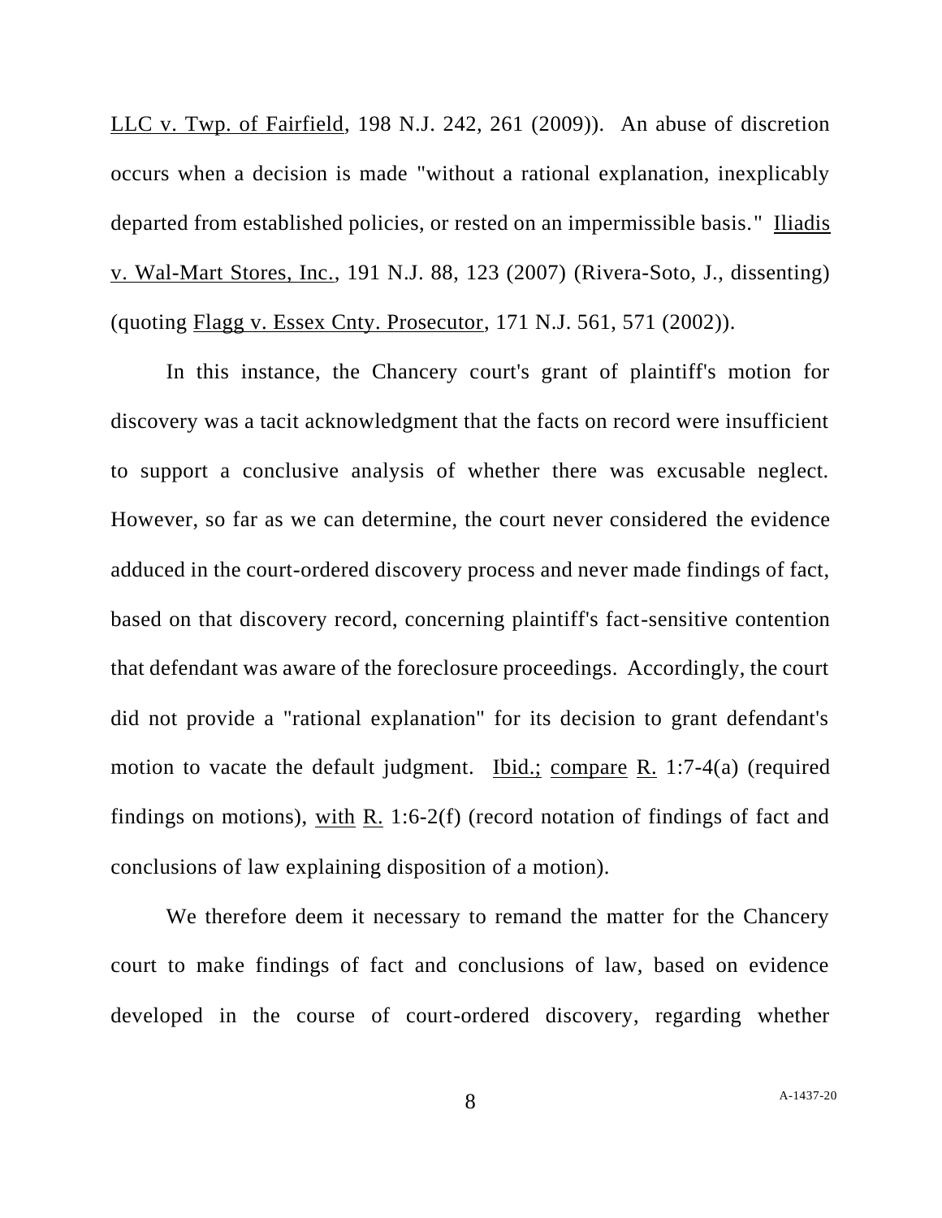LLC v. Twp. of Fairfield, 198 N.J. 242, 261 (2009)). An abuse of discretion occurs when a decision is made "without a rational explanation, inexplicably departed from established policies, or rested on an impermissible basis." Iliadis v. Wal-Mart Stores, Inc., 191 N.J. 88, 123 (2007) (Rivera-Soto, J., dissenting) (quoting Flagg v. Essex Cnty. Prosecutor, 171 N.J. 561, 571 (2002)).

In this instance, the Chancery court's grant of plaintiff's motion for discovery was a tacit acknowledgment that the facts on record were insufficient to support a conclusive analysis of whether there was excusable neglect. However, so far as we can determine, the court never considered the evidence adduced in the court-ordered discovery process and never made findings of fact, based on that discovery record, concerning plaintiff's fact-sensitive contention that defendant was aware of the foreclosure proceedings. Accordingly, the court did not provide a "rational explanation" for its decision to grant defendant's motion to vacate the default judgment. Ibid.; compare R. 1:7-4(a) (required findings on motions), with R. 1:6-2(f) (record notation of findings of fact and conclusions of law explaining disposition of a motion).

We therefore deem it necessary to remand the matter for the Chancery court to make findings of fact and conclusions of law, based on evidence developed in the course of court-ordered discovery, regarding whether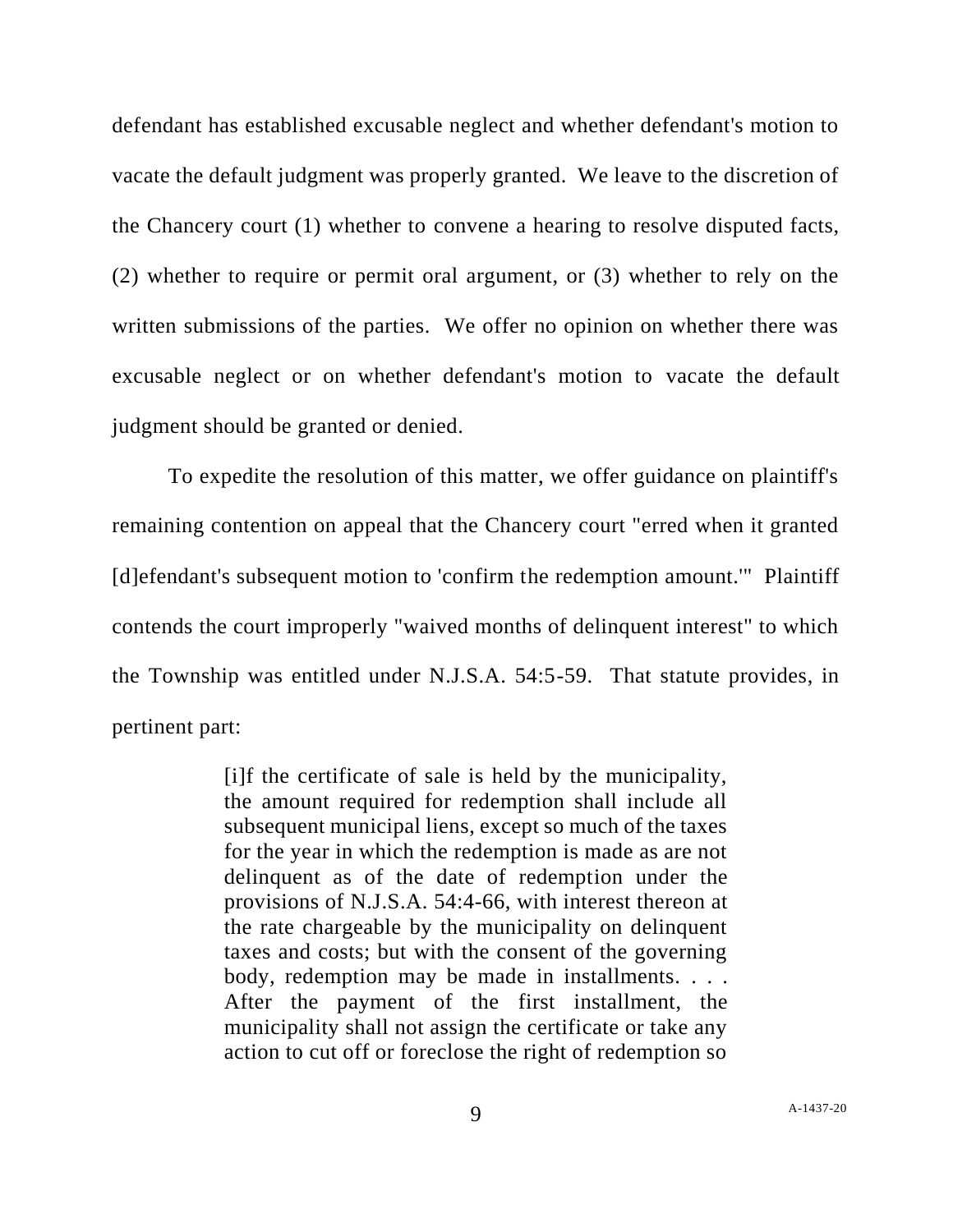defendant has established excusable neglect and whether defendant's motion to vacate the default judgment was properly granted. We leave to the discretion of the Chancery court (1) whether to convene a hearing to resolve disputed facts, (2) whether to require or permit oral argument, or (3) whether to rely on the written submissions of the parties. We offer no opinion on whether there was excusable neglect or on whether defendant's motion to vacate the default judgment should be granted or denied.

To expedite the resolution of this matter, we offer guidance on plaintiff's remaining contention on appeal that the Chancery court "erred when it granted [d]efendant's subsequent motion to 'confirm the redemption amount.'" Plaintiff contends the court improperly "waived months of delinquent interest" to which the Township was entitled under N.J.S.A. 54:5-59. That statute provides, in pertinent part:

> [i]f the certificate of sale is held by the municipality, the amount required for redemption shall include all subsequent municipal liens, except so much of the taxes for the year in which the redemption is made as are not delinquent as of the date of redemption under the provisions of N.J.S.A. 54:4-66, with interest thereon at the rate chargeable by the municipality on delinquent taxes and costs; but with the consent of the governing body, redemption may be made in installments. . . . After the payment of the first installment, the municipality shall not assign the certificate or take any action to cut off or foreclose the right of redemption so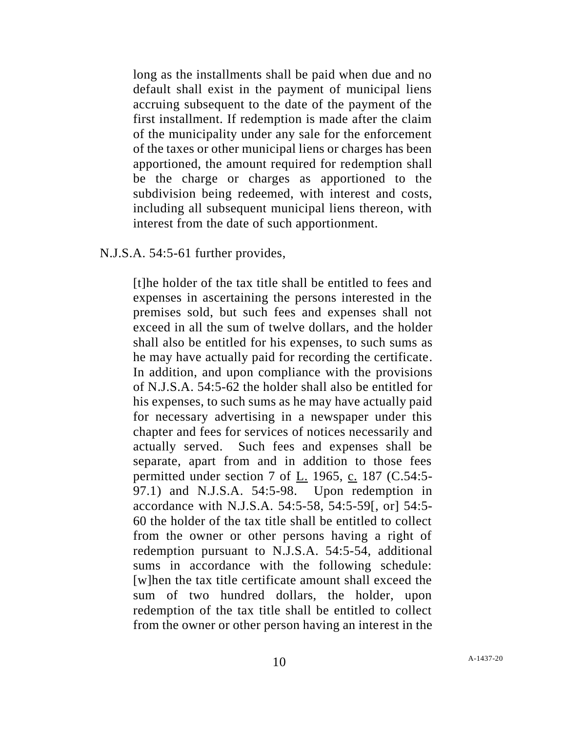> long as the installments shall be paid when due and no default shall exist in the payment of municipal liens accruing subsequent to the date of the payment of the first installment. If redemption is made after the claim of the municipality under any sale for the enforcement of the taxes or other municipal liens or charges has been apportioned, the amount required for redemption shall be the charge or charges as apportioned to the subdivision being redeemed, with interest and costs, including all subsequent municipal liens thereon, with interest from the date of such apportionment.

N.J.S.A. 54:5-61 further provides,

> [t]he holder of the tax title shall be entitled to fees and expenses in ascertaining the persons interested in the premises sold, but such fees and expenses shall not exceed in all the sum of twelve dollars, and the holder shall also be entitled for his expenses, to such sums as he may have actually paid for recording the certificate. In addition, and upon compliance with the provisions of N.J.S.A. 54:5-62 the holder shall also be entitled for his expenses, to such sums as he may have actually paid for necessary advertising in a newspaper under this chapter and fees for services of notices necessarily and actually served. Such fees and expenses shall be separate, apart from and in addition to those fees permitted under section 7 of <u>L.</u> 1965, <u>c.</u> 187 (C.54:5-97.1) and N.J.S.A. 54:5-98. Upon redemption in accordance with N.J.S.A. 54:5-58, 54:5-59[, or] 54:5-60 the holder of the tax title shall be entitled to collect from the owner or other persons having a right of redemption pursuant to N.J.S.A. 54:5-54, additional sums in accordance with the following schedule: [w]hen the tax title certificate amount shall exceed the sum of two hundred dollars, the holder, upon redemption of the tax title shall be entitled to collect from the owner or other person having an interest in the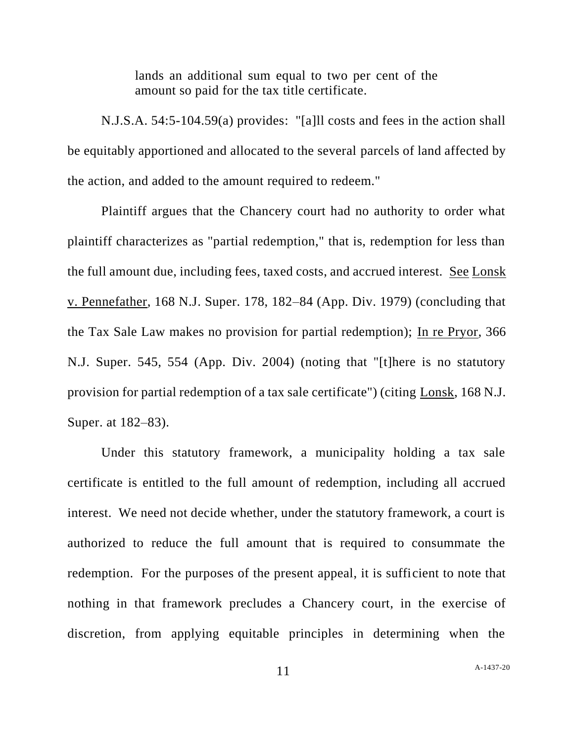> lands an additional sum equal to two per cent of the amount so paid for the tax title certificate.

N.J.S.A. 54:5-104.59(a) provides: "[a]ll costs and fees in the action shall be equitably apportioned and allocated to the several parcels of land affected by the action, and added to the amount required to redeem."

Plaintiff argues that the Chancery court had no authority to order what plaintiff characterizes as "partial redemption," that is, redemption for less than the full amount due, including fees, taxed costs, and accrued interest. See Lonsk v. Pennefather, 168 N.J. Super. 178, 182–84 (App. Div. 1979) (concluding that the Tax Sale Law makes no provision for partial redemption); In re Pryor, 366 N.J. Super. 545, 554 (App. Div. 2004) (noting that "[t]here is no statutory provision for partial redemption of a tax sale certificate") (citing Lonsk, 168 N.J. Super. at 182–83).

Under this statutory framework, a municipality holding a tax sale certificate is entitled to the full amount of redemption, including all accrued interest. We need not decide whether, under the statutory framework, a court is authorized to reduce the full amount that is required to consummate the redemption. For the purposes of the present appeal, it is sufficient to note that nothing in that framework precludes a Chancery court, in the exercise of discretion, from applying equitable principles in determining when the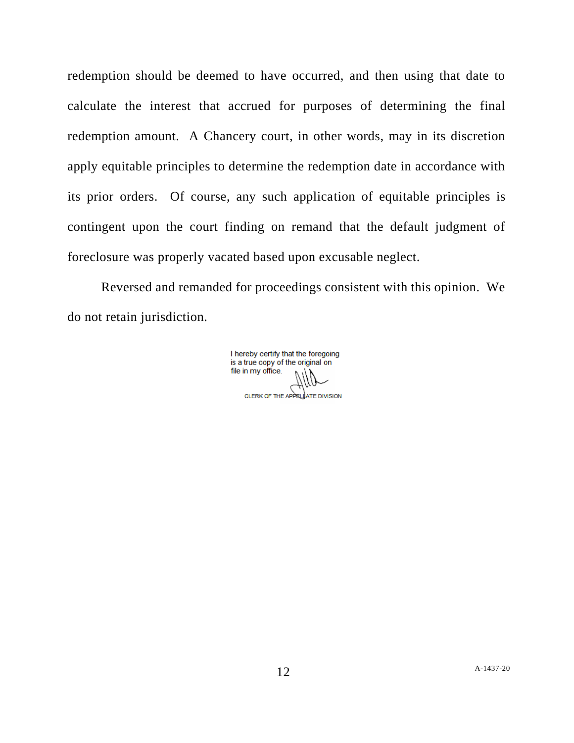redemption should be deemed to have occurred, and then using that date to calculate the interest that accrued for purposes of determining the final redemption amount. A Chancery court, in other words, may in its discretion apply equitable principles to determine the redemption date in accordance with its prior orders. Of course, any such application of equitable principles is contingent upon the court finding on remand that the default judgment of foreclosure was properly vacated based upon excusable neglect.

Reversed and remanded for proceedings consistent with this opinion. We do not retain jurisdiction.

I hereby certify that the foregoing is a true copy of the original on file in my office.

CLERK OF THE APPELLATE DIVISION